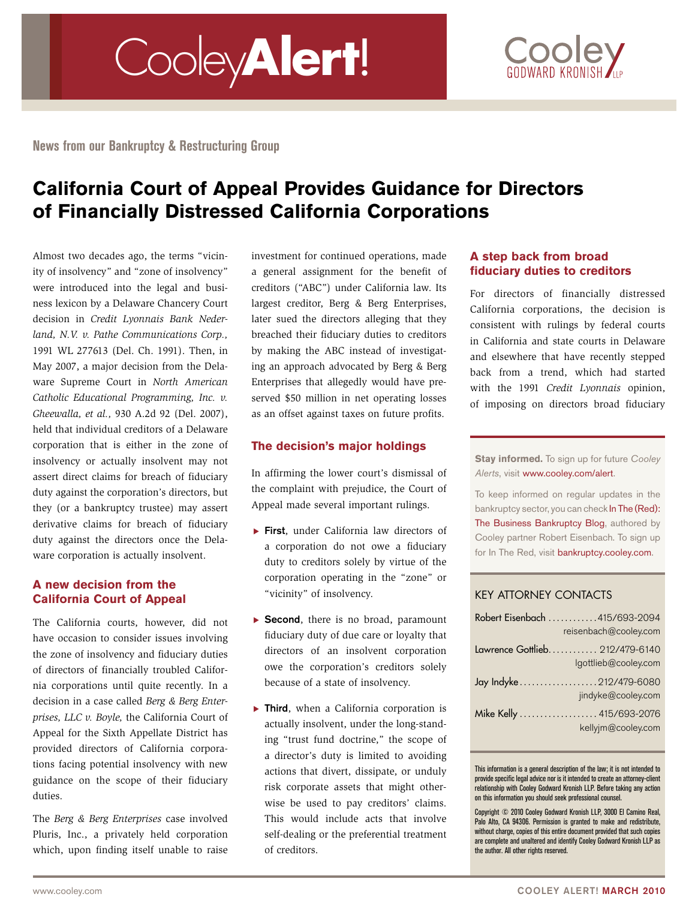# CooleyAlert!

Cooley GODWARD KRONISH LLP

News from our Bankruptcy & Restructuring Group

## California Court of Appeal Provides Guidance for Directors of Financially Distressed California Corporations

Almost two decades ago, the terms "vicinity of insolvency" and "zone of insolvency" were introduced into the legal and business lexicon by a Delaware Chancery Court decision in *Credit Lyonnais Bank Nederland, N.V. v. Pathe Communications Corp.,* 1991 WL 277613 (Del. Ch. 1991). Then, in May 2007, a major decision from the Delaware Supreme Court in *North American Catholic Educational Programming, Inc. v. Gheewalla, et al.,* 930 A.2d 92 (Del. 2007), held that individual creditors of a Delaware corporation that is either in the zone of insolvency or actually insolvent may not assert direct claims for breach of fiduciary duty against the corporation's directors, but they (or a bankruptcy trustee) may assert derivative claims for breach of fiduciary duty against the directors once the Delaware corporation is actually insolvent.

### A new decision from the California Court of Appeal

The California courts, however, did not have occasion to consider issues involving the zone of insolvency and fiduciary duties of directors of financially troubled California corporations until quite recently. In a decision in a case called *Berg & Berg Enterprises, LLC v. Boyle,* the California Court of Appeal for the Sixth Appellate District has provided directors of California corporations facing potential insolvency with new guidance on the scope of their fiduciary duties.

The *Berg & Berg Enterprises* case involved Pluris, Inc., a privately held corporation which, upon finding itself unable to raise investment for continued operations, made a general assignment for the benefit of creditors ("ABC") under California law. Its largest creditor, Berg & Berg Enterprises, later sued the directors alleging that they breached their fiduciary duties to creditors by making the ABC instead of investigating an approach advocated by Berg & Berg Enterprises that allegedly would have preserved $50 million in net operating losses as an offset against taxes on future profits.

### The decision's major holdings

In affirming the lower court's dismissal of the complaint with prejudice, the Court of Appeal made several important rulings.

- **First**, under California law directors of a corporation do not owe a fiduciary duty to creditors solely by virtue of the corporation operating in the "zone" or "vicinity" of insolvency.
- **Second**, there is no broad, paramount fiduciary duty of due care or loyalty that directors of an insolvent corporation owe the corporation's creditors solely because of a state of insolvency.
- **Third**, when a California corporation is actually insolvent, under the long-standing "trust fund doctrine," the scope of a director's duty is limited to avoiding actions that divert, dissipate, or unduly risk corporate assets that might otherwise be used to pay creditors' claims. This would include acts that involve self-dealing or the preferential treatment of creditors.

### A step back from broad fiduciary duties to creditors

For directors of financially distressed California corporations, the decision is consistent with rulings by federal courts in California and state courts in Delaware and elsewhere that have recently stepped back from a trend, which had started with the 1991 *Credit Lyonnais* opinion, of imposing on directors broad fiduciary

**Stay informed.** To sign up for future *Cooley Alerts*, visit www.cooley.com/alert.

To keep informed on regular updates in the bankruptcy sector, you can check In The (Red): The Business Bankruptcy Blog, authored by Cooley partner Robert Eisenbach. To sign up for In The Red, visit bankruptcy.cooley.com.

KEY ATTORNEY CONTACTS

| Name | Phone | Email |
|---|---|---|
| Robert Eisenbach | 415/693-2094 | reisenbach@cooley.com |
| Lawrence Gottlieb | 212/479-6140 | lgottlieb@cooley.com |
| Jay Indyke | 212/479-6080 | jindyke@cooley.com |
| Mike Kelly | 415/693-2076 | kellyjm@cooley.com |

This information is a general description of the law; it is not intended to provide specific legal advice nor is it intended to create an attorney-client relationship with Cooley Godward Kronish LLP. Before taking any action on this information you should seek professional counsel.

Copyright © 2010 Cooley Godward Kronish LLP, 3000 El Camino Real, Palo Alto, CA 94306. Permission is granted to make and redistribute, without charge, copies of this entire document provided that such copies are complete and unaltered and identify Cooley Godward Kronish LLP as the author. All other rights reserved.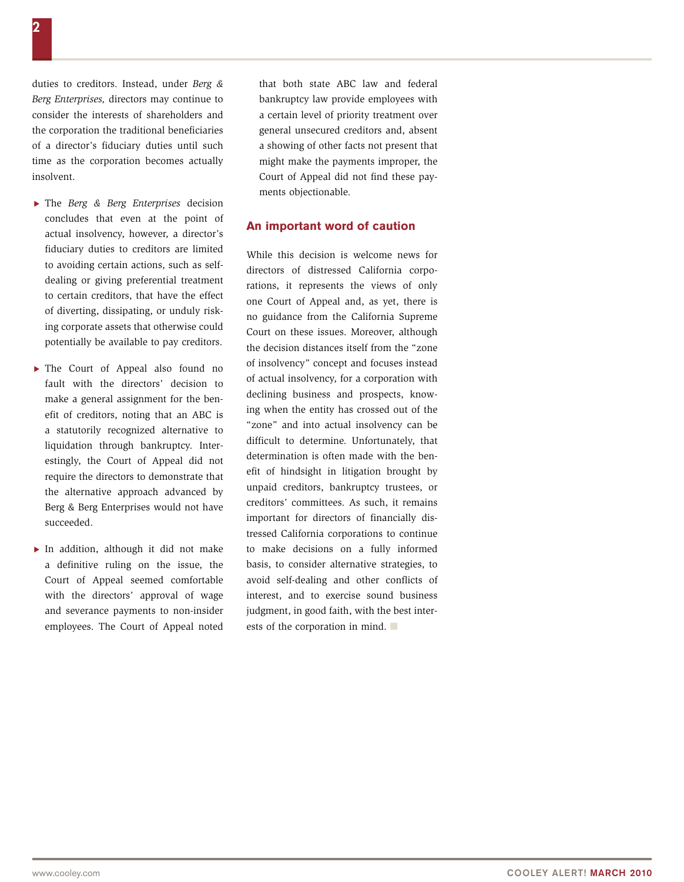duties to creditors. Instead, under *Berg & Berg Enterprises,* directors may continue to consider the interests of shareholders and the corporation the traditional beneficiaries of a director's fiduciary duties until such time as the corporation becomes actually insolvent.

- The *Berg & Berg Enterprises* decision concludes that even at the point of actual insolvency, however, a director's fiduciary duties to creditors are limited to avoiding certain actions, such as self-dealing or giving preferential treatment to certain creditors, that have the effect of diverting, dissipating, or unduly risking corporate assets that otherwise could potentially be available to pay creditors.
- The Court of Appeal also found no fault with the directors' decision to make a general assignment for the benefit of creditors, noting that an ABC is a statutorily recognized alternative to liquidation through bankruptcy. Interestingly, the Court of Appeal did not require the directors to demonstrate that the alternative approach advanced by Berg & Berg Enterprises would not have succeeded.
- In addition, although it did not make a definitive ruling on the issue, the Court of Appeal seemed comfortable with the directors' approval of wage and severance payments to non-insider employees. The Court of Appeal noted that both state ABC law and federal bankruptcy law provide employees with a certain level of priority treatment over general unsecured creditors and, absent a showing of other facts not present that might make the payments improper, the Court of Appeal did not find these payments objectionable.

## An important word of caution

While this decision is welcome news for directors of distressed California corporations, it represents the views of only one Court of Appeal and, as yet, there is no guidance from the California Supreme Court on these issues. Moreover, although the decision distances itself from the "zone of insolvency" concept and focuses instead of actual insolvency, for a corporation with declining business and prospects, knowing when the entity has crossed out of the "zone" and into actual insolvency can be difficult to determine. Unfortunately, that determination is often made with the benefit of hindsight in litigation brought by unpaid creditors, bankruptcy trustees, or creditors' committees. As such, it remains important for directors of financially distressed California corporations to continue to make decisions on a fully informed basis, to consider alternative strategies, to avoid self-dealing and other conflicts of interest, and to exercise sound business judgment, in good faith, with the best interests of the corporation in mind.